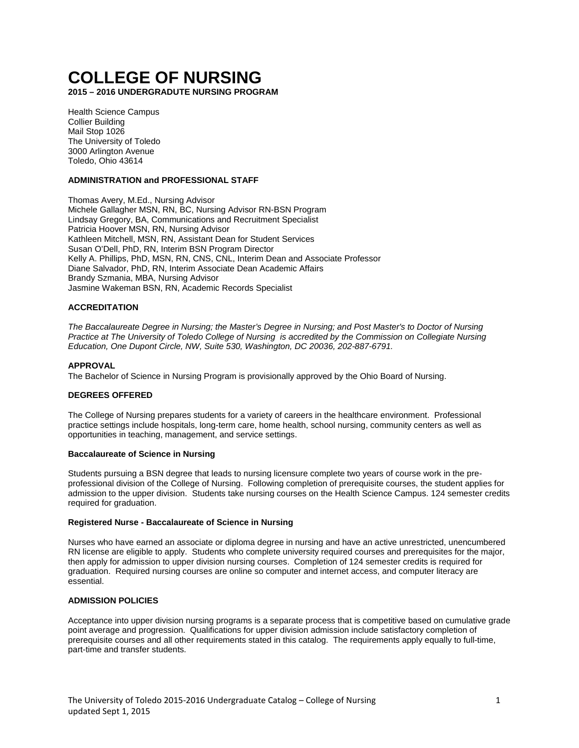# COLLEGE OF NURSING

**2015 – 2016 UNDERGRADUTE NURSING PROGRAM**

Health Science Campus
Collier Building
Mail Stop 1026
The University of Toledo
3000 Arlington Avenue
Toledo, Ohio 43614

### ADMINISTRATION and PROFESSIONAL STAFF

Thomas Avery, M.Ed., Nursing Advisor
Michele Gallagher MSN, RN, BC, Nursing Advisor RN-BSN Program
Lindsay Gregory, BA, Communications and Recruitment Specialist
Patricia Hoover MSN, RN, Nursing Advisor
Kathleen Mitchell, MSN, RN, Assistant Dean for Student Services
Susan O'Dell, PhD, RN, Interim BSN Program Director
Kelly A. Phillips, PhD, MSN, RN, CNS, CNL, Interim Dean and Associate Professor
Diane Salvador, PhD, RN, Interim Associate Dean Academic Affairs
Brandy Szmania, MBA, Nursing Advisor
Jasmine Wakeman BSN, RN, Academic Records Specialist

### ACCREDITATION

*The Baccalaureate Degree in Nursing; the Master's Degree in Nursing; and Post Master's to Doctor of Nursing Practice at The University of Toledo College of Nursing is accredited by the Commission on Collegiate Nursing Education, One Dupont Circle, NW, Suite 530, Washington, DC 20036, 202-887-6791.*

### APPROVAL

The Bachelor of Science in Nursing Program is provisionally approved by the Ohio Board of Nursing.

### DEGREES OFFERED

The College of Nursing prepares students for a variety of careers in the healthcare environment. Professional practice settings include hospitals, long-term care, home health, school nursing, community centers as well as opportunities in teaching, management, and service settings.

#### Baccalaureate of Science in Nursing

Students pursuing a BSN degree that leads to nursing licensure complete two years of course work in the pre-professional division of the College of Nursing. Following completion of prerequisite courses, the student applies for admission to the upper division. Students take nursing courses on the Health Science Campus. 124 semester credits required for graduation.

#### Registered Nurse - Baccalaureate of Science in Nursing

Nurses who have earned an associate or diploma degree in nursing and have an active unrestricted, unencumbered RN license are eligible to apply. Students who complete university required courses and prerequisites for the major, then apply for admission to upper division nursing courses. Completion of 124 semester credits is required for graduation. Required nursing courses are online so computer and internet access, and computer literacy are essential.

### ADMISSION POLICIES

Acceptance into upper division nursing programs is a separate process that is competitive based on cumulative grade point average and progression. Qualifications for upper division admission include satisfactory completion of prerequisite courses and all other requirements stated in this catalog. The requirements apply equally to full-time, part-time and transfer students.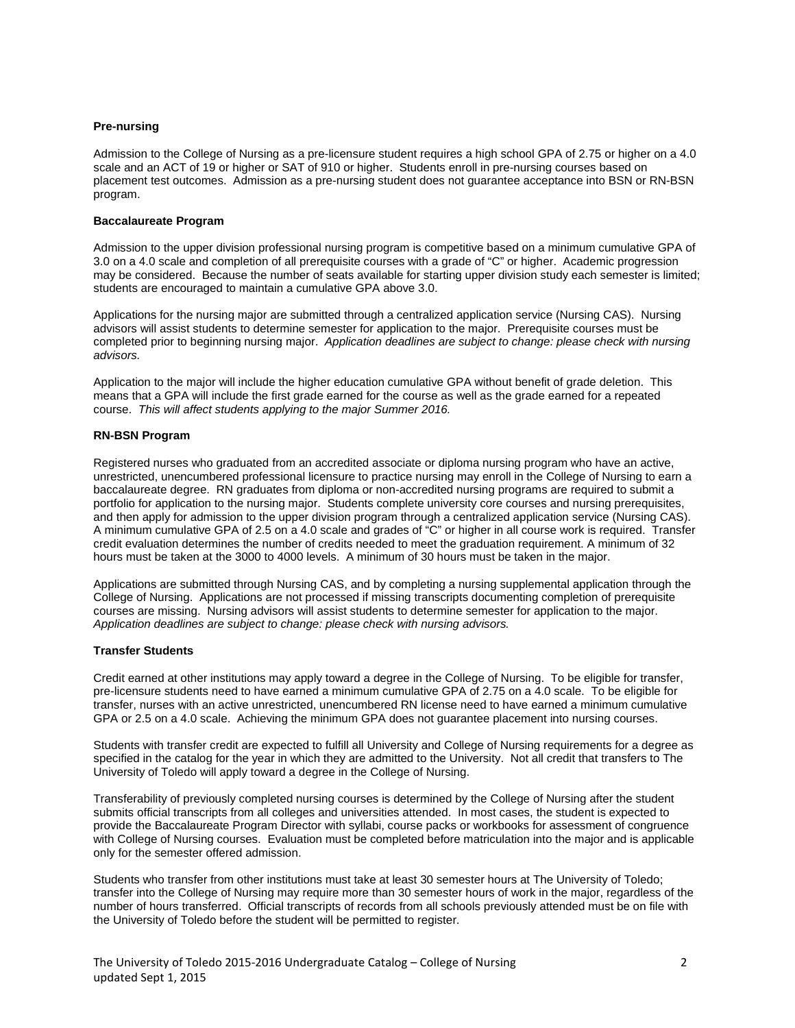**Pre-nursing**

Admission to the College of Nursing as a pre-licensure student requires a high school GPA of 2.75 or higher on a 4.0 scale and an ACT of 19 or higher or SAT of 910 or higher. Students enroll in pre-nursing courses based on placement test outcomes. Admission as a pre-nursing student does not guarantee acceptance into BSN or RN-BSN program.

**Baccalaureate Program**

Admission to the upper division professional nursing program is competitive based on a minimum cumulative GPA of 3.0 on a 4.0 scale and completion of all prerequisite courses with a grade of "C" or higher. Academic progression may be considered. Because the number of seats available for starting upper division study each semester is limited; students are encouraged to maintain a cumulative GPA above 3.0.

Applications for the nursing major are submitted through a centralized application service (Nursing CAS). Nursing advisors will assist students to determine semester for application to the major. Prerequisite courses must be completed prior to beginning nursing major. *Application deadlines are subject to change: please check with nursing advisors.*

Application to the major will include the higher education cumulative GPA without benefit of grade deletion. This means that a GPA will include the first grade earned for the course as well as the grade earned for a repeated course. *This will affect students applying to the major Summer 2016.*

**RN-BSN Program**

Registered nurses who graduated from an accredited associate or diploma nursing program who have an active, unrestricted, unencumbered professional licensure to practice nursing may enroll in the College of Nursing to earn a baccalaureate degree. RN graduates from diploma or non-accredited nursing programs are required to submit a portfolio for application to the nursing major. Students complete university core courses and nursing prerequisites, and then apply for admission to the upper division program through a centralized application service (Nursing CAS). A minimum cumulative GPA of 2.5 on a 4.0 scale and grades of "C" or higher in all course work is required. Transfer credit evaluation determines the number of credits needed to meet the graduation requirement. A minimum of 32 hours must be taken at the 3000 to 4000 levels. A minimum of 30 hours must be taken in the major.

Applications are submitted through Nursing CAS, and by completing a nursing supplemental application through the College of Nursing. Applications are not processed if missing transcripts documenting completion of prerequisite courses are missing. Nursing advisors will assist students to determine semester for application to the major. *Application deadlines are subject to change: please check with nursing advisors.*

**Transfer Students**

Credit earned at other institutions may apply toward a degree in the College of Nursing. To be eligible for transfer, pre-licensure students need to have earned a minimum cumulative GPA of 2.75 on a 4.0 scale. To be eligible for transfer, nurses with an active unrestricted, unencumbered RN license need to have earned a minimum cumulative GPA or 2.5 on a 4.0 scale. Achieving the minimum GPA does not guarantee placement into nursing courses.

Students with transfer credit are expected to fulfill all University and College of Nursing requirements for a degree as specified in the catalog for the year in which they are admitted to the University. Not all credit that transfers to The University of Toledo will apply toward a degree in the College of Nursing.

Transferability of previously completed nursing courses is determined by the College of Nursing after the student submits official transcripts from all colleges and universities attended. In most cases, the student is expected to provide the Baccalaureate Program Director with syllabi, course packs or workbooks for assessment of congruence with College of Nursing courses. Evaluation must be completed before matriculation into the major and is applicable only for the semester offered admission.

Students who transfer from other institutions must take at least 30 semester hours at The University of Toledo; transfer into the College of Nursing may require more than 30 semester hours of work in the major, regardless of the number of hours transferred. Official transcripts of records from all schools previously attended must be on file with the University of Toledo before the student will be permitted to register.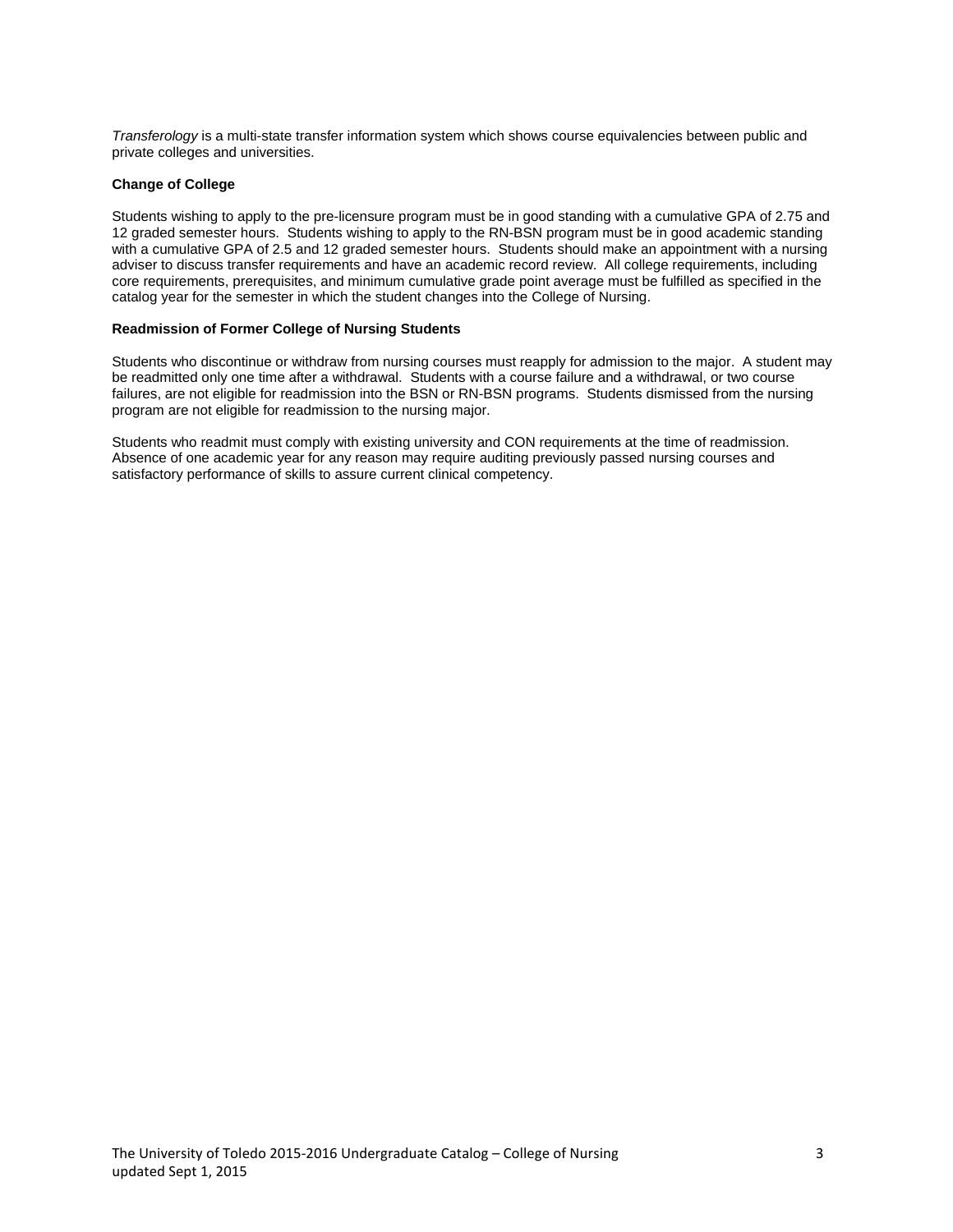*Transferology* is a multi-state transfer information system which shows course equivalencies between public and private colleges and universities.

**Change of College**

Students wishing to apply to the pre-licensure program must be in good standing with a cumulative GPA of 2.75 and 12 graded semester hours. Students wishing to apply to the RN-BSN program must be in good academic standing with a cumulative GPA of 2.5 and 12 graded semester hours. Students should make an appointment with a nursing adviser to discuss transfer requirements and have an academic record review. All college requirements, including core requirements, prerequisites, and minimum cumulative grade point average must be fulfilled as specified in the catalog year for the semester in which the student changes into the College of Nursing.

**Readmission of Former College of Nursing Students**

Students who discontinue or withdraw from nursing courses must reapply for admission to the major. A student may be readmitted only one time after a withdrawal. Students with a course failure and a withdrawal, or two course failures, are not eligible for readmission into the BSN or RN-BSN programs. Students dismissed from the nursing program are not eligible for readmission to the nursing major.

Students who readmit must comply with existing university and CON requirements at the time of readmission. Absence of one academic year for any reason may require auditing previously passed nursing courses and satisfactory performance of skills to assure current clinical competency.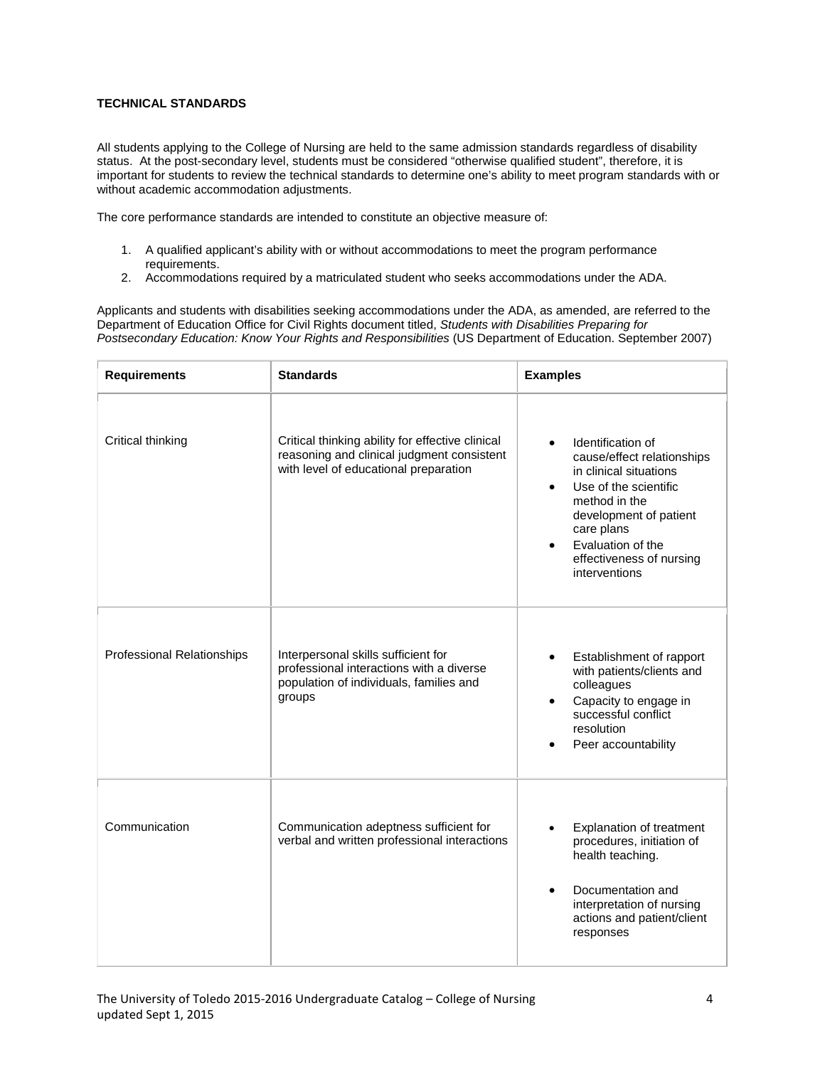## TECHNICAL STANDARDS

All students applying to the College of Nursing are held to the same admission standards regardless of disability status. At the post-secondary level, students must be considered "otherwise qualified student", therefore, it is important for students to review the technical standards to determine one's ability to meet program standards with or without academic accommodation adjustments.

The core performance standards are intended to constitute an objective measure of:

1. A qualified applicant's ability with or without accommodations to meet the program performance requirements.
2. Accommodations required by a matriculated student who seeks accommodations under the ADA.

Applicants and students with disabilities seeking accommodations under the ADA, as amended, are referred to the Department of Education Office for Civil Rights document titled, *Students with Disabilities Preparing for Postsecondary Education: Know Your Rights and Responsibilities* (US Department of Education. September 2007)

| Requirements | Standards | Examples |
|---|---|---|
| Critical thinking | Critical thinking ability for effective clinical reasoning and clinical judgment consistent with level of educational preparation | • Identification of cause/effect relationships in clinical situations<br>• Use of the scientific method in the development of patient care plans<br>• Evaluation of the effectiveness of nursing interventions |
| Professional Relationships | Interpersonal skills sufficient for professional interactions with a diverse population of individuals, families and groups | • Establishment of rapport with patients/clients and colleagues<br>• Capacity to engage in successful conflict resolution<br>• Peer accountability |
| Communication | Communication adeptness sufficient for verbal and written professional interactions | • Explanation of treatment procedures, initiation of health teaching.<br>• Documentation and interpretation of nursing actions and patient/client responses |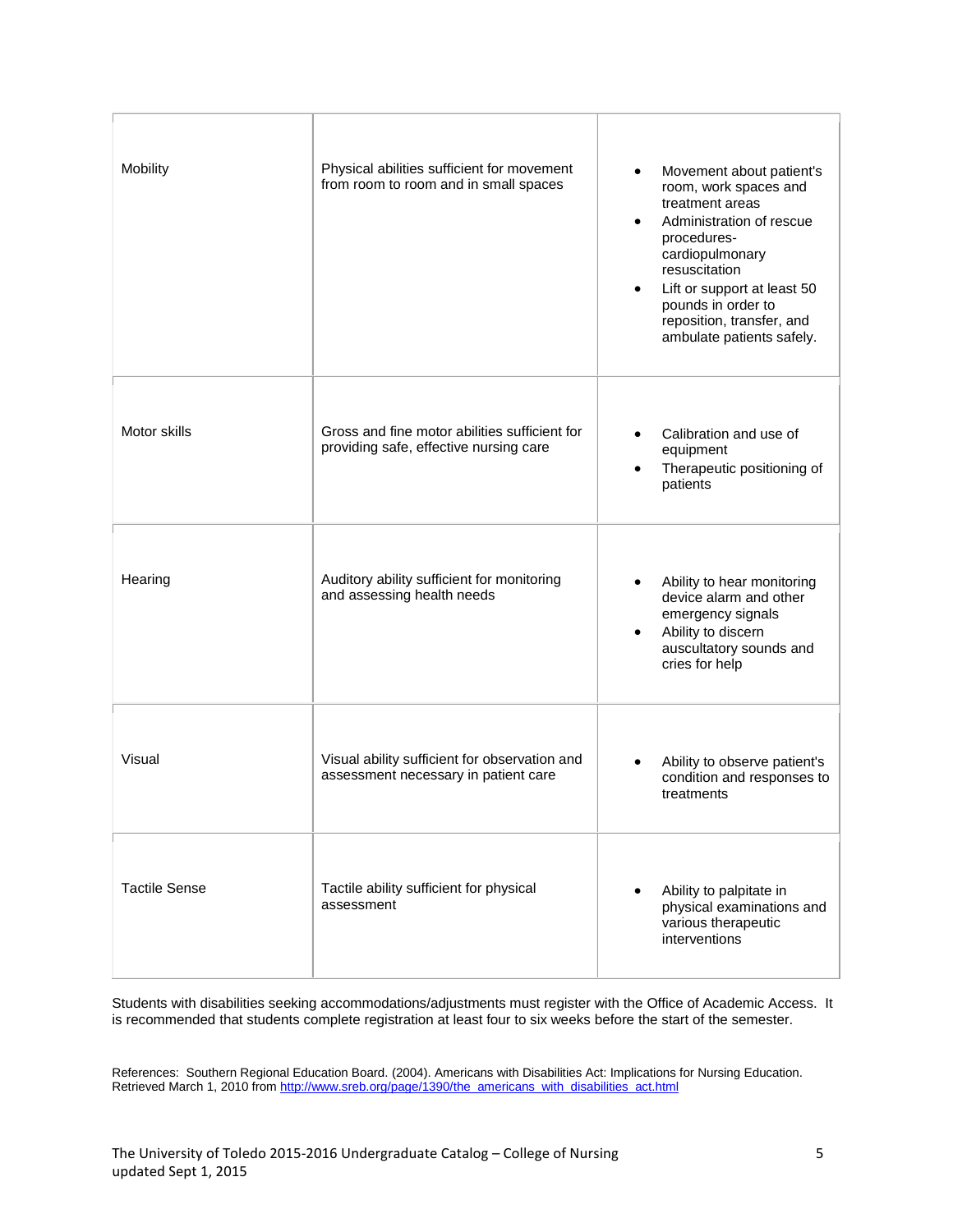| | | |
|---|---|---|
| Mobility | Physical abilities sufficient for movement from room to room and in small spaces | • Movement about patient's room, work spaces and treatment areas<br>• Administration of rescue procedures-cardiopulmonary resuscitation<br>• Lift or support at least 50 pounds in order to reposition, transfer, and ambulate patients safely. |
| Motor skills | Gross and fine motor abilities sufficient for providing safe, effective nursing care | • Calibration and use of equipment<br>• Therapeutic positioning of patients |
| Hearing | Auditory ability sufficient for monitoring and assessing health needs | • Ability to hear monitoring device alarm and other emergency signals<br>• Ability to discern auscultatory sounds and cries for help |
| Visual | Visual ability sufficient for observation and assessment necessary in patient care | • Ability to observe patient's condition and responses to treatments |
| Tactile Sense | Tactile ability sufficient for physical assessment | • Ability to palpitate in physical examinations and various therapeutic interventions |

Students with disabilities seeking accommodations/adjustments must register with the Office of Academic Access. It is recommended that students complete registration at least four to six weeks before the start of the semester.

References: Southern Regional Education Board. (2004). Americans with Disabilities Act: Implications for Nursing Education. Retrieved March 1, 2010 from http://www.sreb.org/page/1390/the_americans_with_disabilities_act.html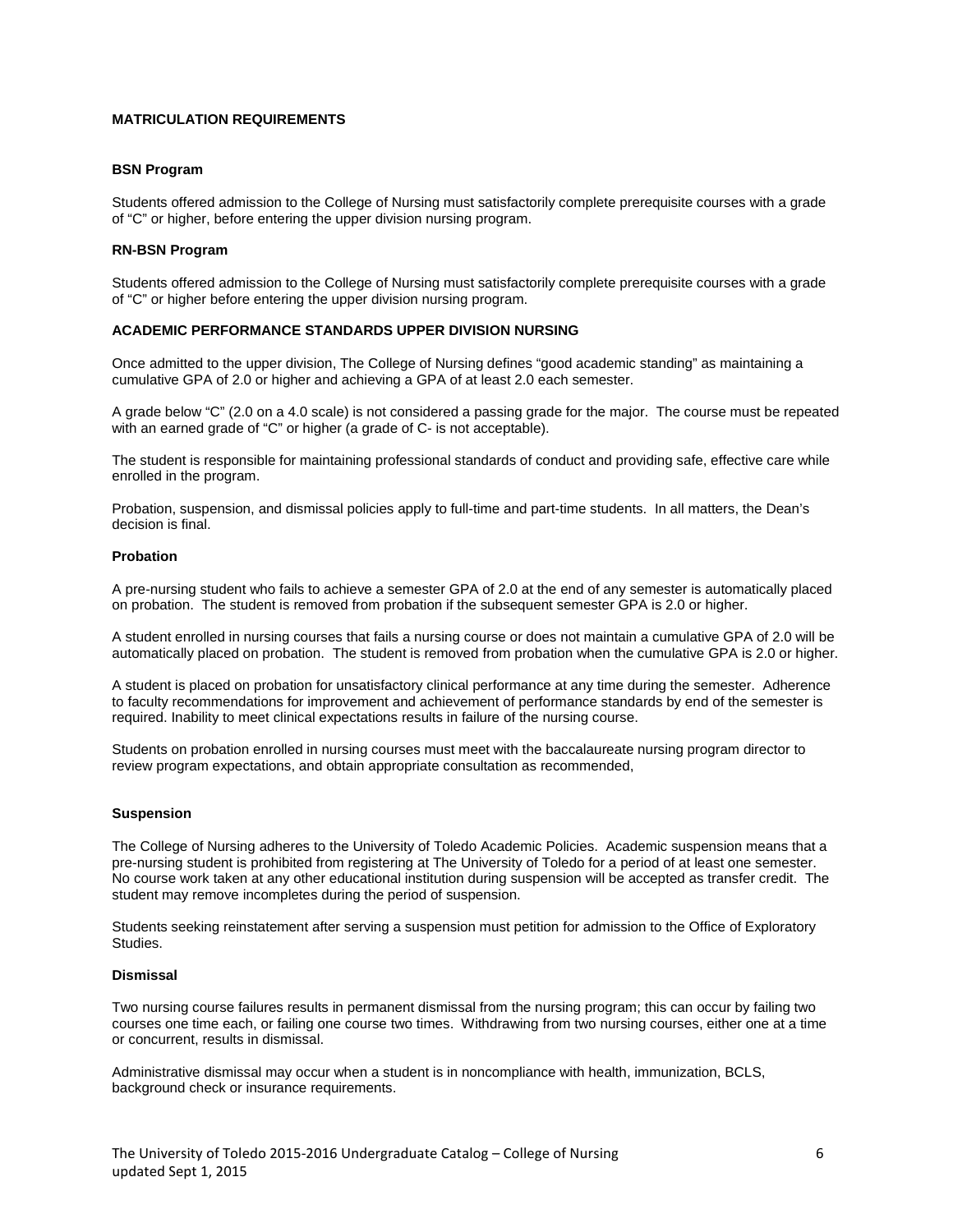## MATRICULATION REQUIREMENTS

### BSN Program

Students offered admission to the College of Nursing must satisfactorily complete prerequisite courses with a grade of "C" or higher, before entering the upper division nursing program.

### RN-BSN Program

Students offered admission to the College of Nursing must satisfactorily complete prerequisite courses with a grade of "C" or higher before entering the upper division nursing program.

## ACADEMIC PERFORMANCE STANDARDS UPPER DIVISION NURSING

Once admitted to the upper division, The College of Nursing defines "good academic standing" as maintaining a cumulative GPA of 2.0 or higher and achieving a GPA of at least 2.0 each semester.

A grade below "C" (2.0 on a 4.0 scale) is not considered a passing grade for the major. The course must be repeated with an earned grade of "C" or higher (a grade of C- is not acceptable).

The student is responsible for maintaining professional standards of conduct and providing safe, effective care while enrolled in the program.

Probation, suspension, and dismissal policies apply to full-time and part-time students. In all matters, the Dean's decision is final.

### Probation

A pre-nursing student who fails to achieve a semester GPA of 2.0 at the end of any semester is automatically placed on probation. The student is removed from probation if the subsequent semester GPA is 2.0 or higher.

A student enrolled in nursing courses that fails a nursing course or does not maintain a cumulative GPA of 2.0 will be automatically placed on probation. The student is removed from probation when the cumulative GPA is 2.0 or higher.

A student is placed on probation for unsatisfactory clinical performance at any time during the semester. Adherence to faculty recommendations for improvement and achievement of performance standards by end of the semester is required. Inability to meet clinical expectations results in failure of the nursing course.

Students on probation enrolled in nursing courses must meet with the baccalaureate nursing program director to review program expectations, and obtain appropriate consultation as recommended,

### Suspension

The College of Nursing adheres to the University of Toledo Academic Policies. Academic suspension means that a pre-nursing student is prohibited from registering at The University of Toledo for a period of at least one semester. No course work taken at any other educational institution during suspension will be accepted as transfer credit. The student may remove incompletes during the period of suspension.

Students seeking reinstatement after serving a suspension must petition for admission to the Office of Exploratory Studies.

### Dismissal

Two nursing course failures results in permanent dismissal from the nursing program; this can occur by failing two courses one time each, or failing one course two times. Withdrawing from two nursing courses, either one at a time or concurrent, results in dismissal.

Administrative dismissal may occur when a student is in noncompliance with health, immunization, BCLS, background check or insurance requirements.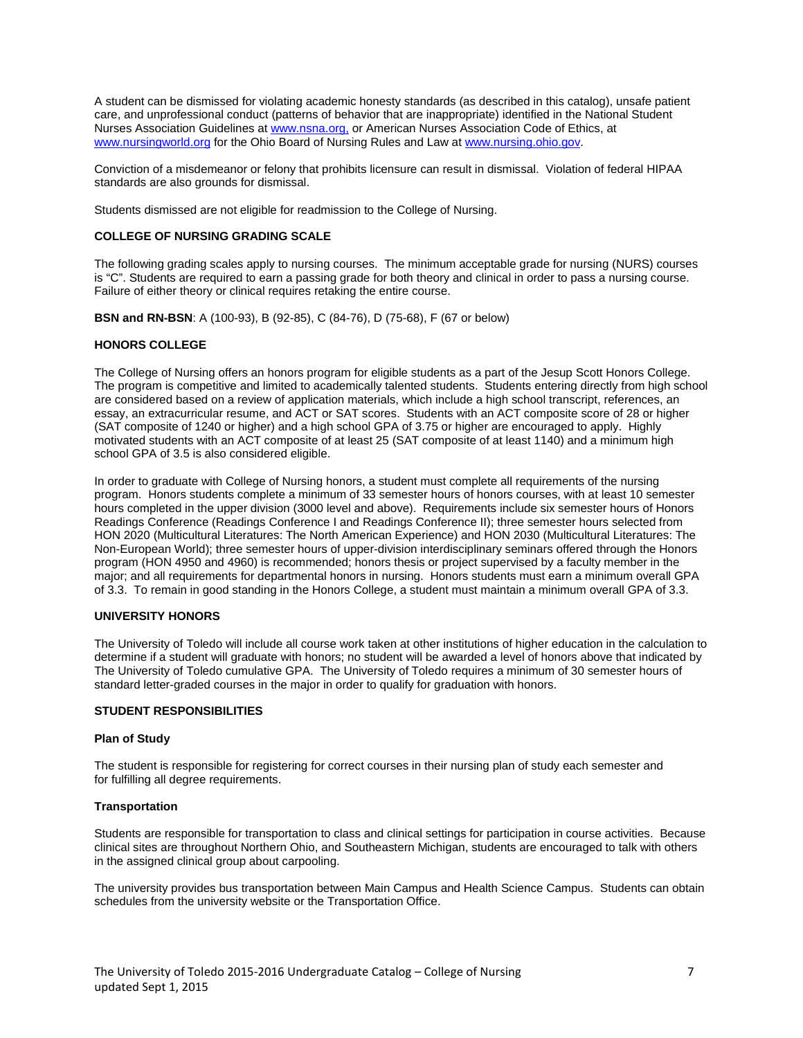A student can be dismissed for violating academic honesty standards (as described in this catalog), unsafe patient care, and unprofessional conduct (patterns of behavior that are inappropriate) identified in the National Student Nurses Association Guidelines at www.nsna.org, or American Nurses Association Code of Ethics, at www.nursingworld.org for the Ohio Board of Nursing Rules and Law at www.nursing.ohio.gov.

Conviction of a misdemeanor or felony that prohibits licensure can result in dismissal. Violation of federal HIPAA standards are also grounds for dismissal.

Students dismissed are not eligible for readmission to the College of Nursing.

### COLLEGE OF NURSING GRADING SCALE

The following grading scales apply to nursing courses. The minimum acceptable grade for nursing (NURS) courses is "C". Students are required to earn a passing grade for both theory and clinical in order to pass a nursing course. Failure of either theory or clinical requires retaking the entire course.

**BSN and RN-BSN**: A (100-93), B (92-85), C (84-76), D (75-68), F (67 or below)

### HONORS COLLEGE

The College of Nursing offers an honors program for eligible students as a part of the Jesup Scott Honors College. The program is competitive and limited to academically talented students. Students entering directly from high school are considered based on a review of application materials, which include a high school transcript, references, an essay, an extracurricular resume, and ACT or SAT scores. Students with an ACT composite score of 28 or higher (SAT composite of 1240 or higher) and a high school GPA of 3.75 or higher are encouraged to apply. Highly motivated students with an ACT composite of at least 25 (SAT composite of at least 1140) and a minimum high school GPA of 3.5 is also considered eligible.

In order to graduate with College of Nursing honors, a student must complete all requirements of the nursing program. Honors students complete a minimum of 33 semester hours of honors courses, with at least 10 semester hours completed in the upper division (3000 level and above). Requirements include six semester hours of Honors Readings Conference (Readings Conference I and Readings Conference II); three semester hours selected from HON 2020 (Multicultural Literatures: The North American Experience) and HON 2030 (Multicultural Literatures: The Non-European World); three semester hours of upper-division interdisciplinary seminars offered through the Honors program (HON 4950 and 4960) is recommended; honors thesis or project supervised by a faculty member in the major; and all requirements for departmental honors in nursing. Honors students must earn a minimum overall GPA of 3.3. To remain in good standing in the Honors College, a student must maintain a minimum overall GPA of 3.3.

### UNIVERSITY HONORS

The University of Toledo will include all course work taken at other institutions of higher education in the calculation to determine if a student will graduate with honors; no student will be awarded a level of honors above that indicated by The University of Toledo cumulative GPA. The University of Toledo requires a minimum of 30 semester hours of standard letter-graded courses in the major in order to qualify for graduation with honors.

### STUDENT RESPONSIBILITIES

#### Plan of Study

The student is responsible for registering for correct courses in their nursing plan of study each semester and for fulfilling all degree requirements.

#### Transportation

Students are responsible for transportation to class and clinical settings for participation in course activities. Because clinical sites are throughout Northern Ohio, and Southeastern Michigan, students are encouraged to talk with others in the assigned clinical group about carpooling.

The university provides bus transportation between Main Campus and Health Science Campus. Students can obtain schedules from the university website or the Transportation Office.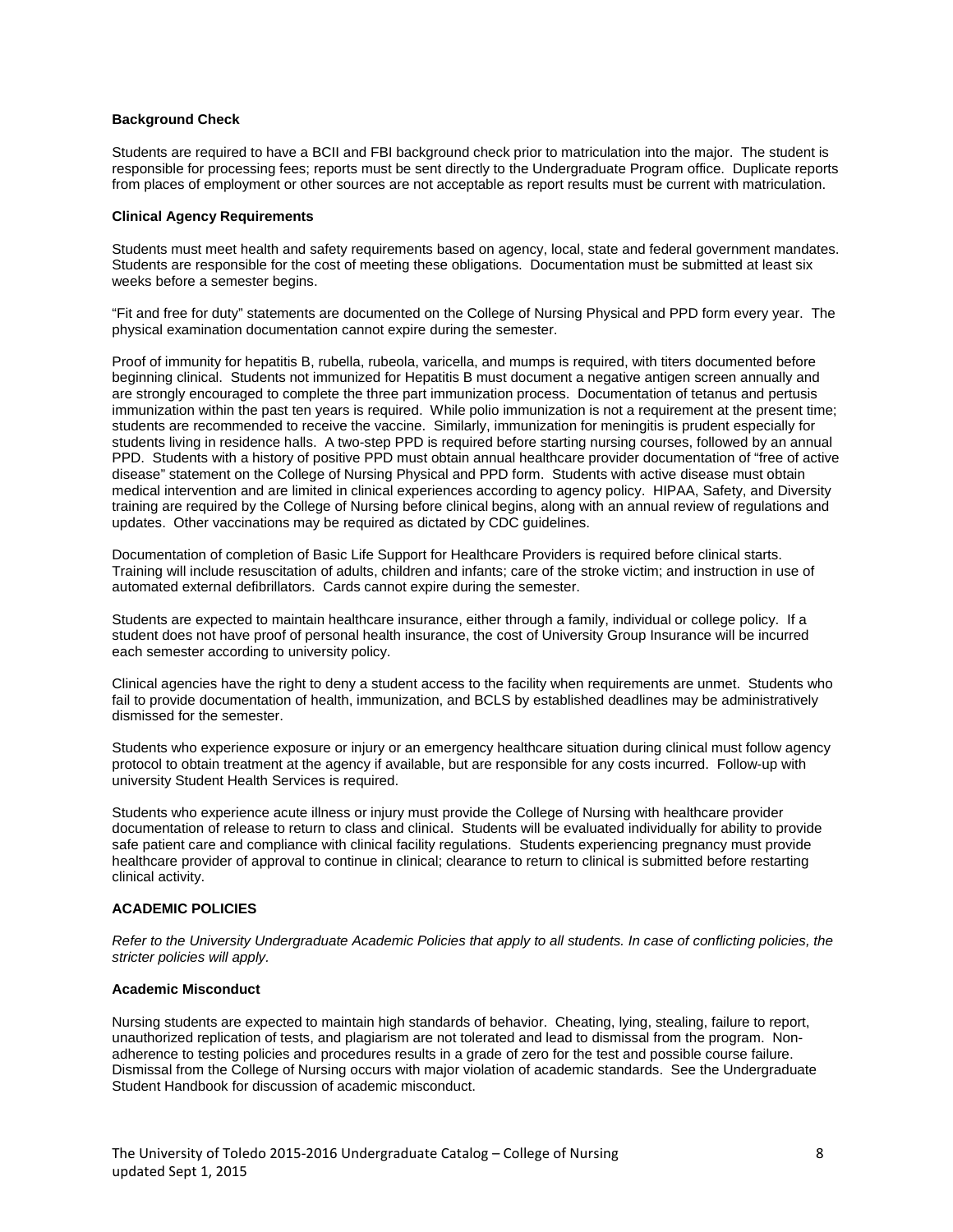### Background Check

Students are required to have a BCII and FBI background check prior to matriculation into the major. The student is responsible for processing fees; reports must be sent directly to the Undergraduate Program office. Duplicate reports from places of employment or other sources are not acceptable as report results must be current with matriculation.

### Clinical Agency Requirements

Students must meet health and safety requirements based on agency, local, state and federal government mandates. Students are responsible for the cost of meeting these obligations. Documentation must be submitted at least six weeks before a semester begins.

"Fit and free for duty" statements are documented on the College of Nursing Physical and PPD form every year. The physical examination documentation cannot expire during the semester.

Proof of immunity for hepatitis B, rubella, rubeola, varicella, and mumps is required, with titers documented before beginning clinical. Students not immunized for Hepatitis B must document a negative antigen screen annually and are strongly encouraged to complete the three part immunization process. Documentation of tetanus and pertusis immunization within the past ten years is required. While polio immunization is not a requirement at the present time; students are recommended to receive the vaccine. Similarly, immunization for meningitis is prudent especially for students living in residence halls. A two-step PPD is required before starting nursing courses, followed by an annual PPD. Students with a history of positive PPD must obtain annual healthcare provider documentation of "free of active disease" statement on the College of Nursing Physical and PPD form. Students with active disease must obtain medical intervention and are limited in clinical experiences according to agency policy. HIPAA, Safety, and Diversity training are required by the College of Nursing before clinical begins, along with an annual review of regulations and updates. Other vaccinations may be required as dictated by CDC guidelines.

Documentation of completion of Basic Life Support for Healthcare Providers is required before clinical starts. Training will include resuscitation of adults, children and infants; care of the stroke victim; and instruction in use of automated external defibrillators. Cards cannot expire during the semester.

Students are expected to maintain healthcare insurance, either through a family, individual or college policy. If a student does not have proof of personal health insurance, the cost of University Group Insurance will be incurred each semester according to university policy.

Clinical agencies have the right to deny a student access to the facility when requirements are unmet. Students who fail to provide documentation of health, immunization, and BCLS by established deadlines may be administratively dismissed for the semester.

Students who experience exposure or injury or an emergency healthcare situation during clinical must follow agency protocol to obtain treatment at the agency if available, but are responsible for any costs incurred. Follow-up with university Student Health Services is required.

Students who experience acute illness or injury must provide the College of Nursing with healthcare provider documentation of release to return to class and clinical. Students will be evaluated individually for ability to provide safe patient care and compliance with clinical facility regulations. Students experiencing pregnancy must provide healthcare provider of approval to continue in clinical; clearance to return to clinical is submitted before restarting clinical activity.

## ACADEMIC POLICIES

*Refer to the University Undergraduate Academic Policies that apply to all students. In case of conflicting policies, the stricter policies will apply.*

### Academic Misconduct

Nursing students are expected to maintain high standards of behavior. Cheating, lying, stealing, failure to report, unauthorized replication of tests, and plagiarism are not tolerated and lead to dismissal from the program. Non-adherence to testing policies and procedures results in a grade of zero for the test and possible course failure. Dismissal from the College of Nursing occurs with major violation of academic standards. See the Undergraduate Student Handbook for discussion of academic misconduct.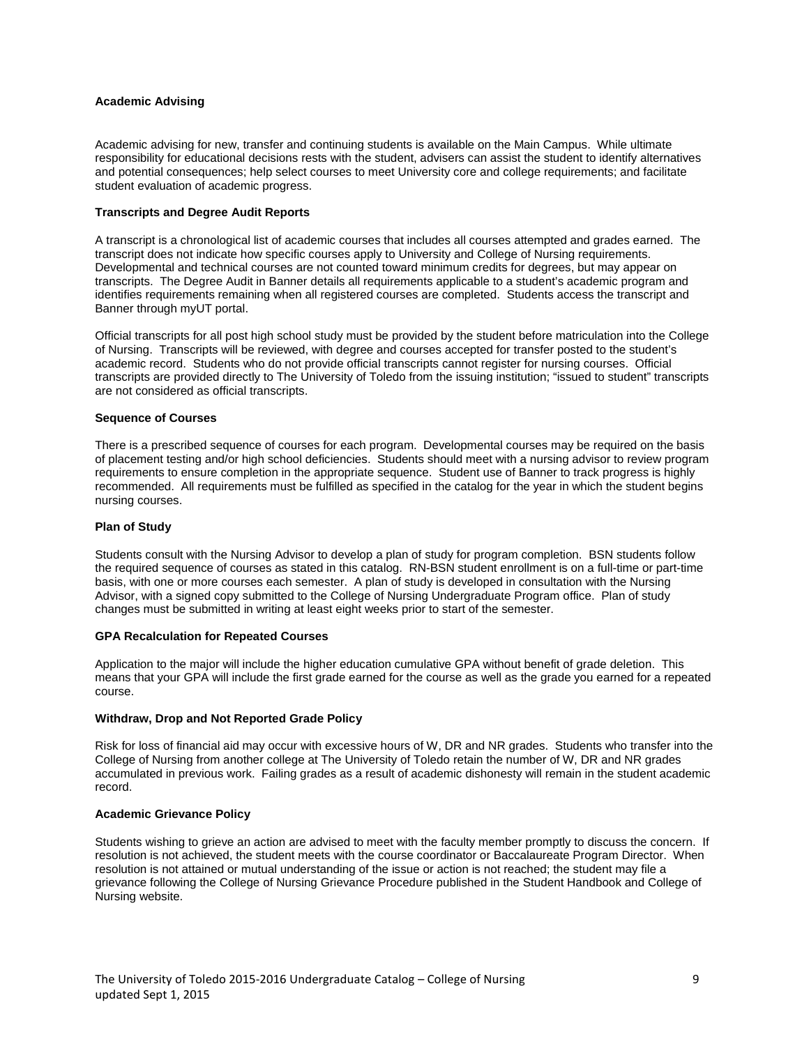**Academic Advising**

Academic advising for new, transfer and continuing students is available on the Main Campus. While ultimate responsibility for educational decisions rests with the student, advisers can assist the student to identify alternatives and potential consequences; help select courses to meet University core and college requirements; and facilitate student evaluation of academic progress.

**Transcripts and Degree Audit Reports**

A transcript is a chronological list of academic courses that includes all courses attempted and grades earned. The transcript does not indicate how specific courses apply to University and College of Nursing requirements. Developmental and technical courses are not counted toward minimum credits for degrees, but may appear on transcripts. The Degree Audit in Banner details all requirements applicable to a student's academic program and identifies requirements remaining when all registered courses are completed. Students access the transcript and Banner through myUT portal.

Official transcripts for all post high school study must be provided by the student before matriculation into the College of Nursing. Transcripts will be reviewed, with degree and courses accepted for transfer posted to the student's academic record. Students who do not provide official transcripts cannot register for nursing courses. Official transcripts are provided directly to The University of Toledo from the issuing institution; "issued to student" transcripts are not considered as official transcripts.

**Sequence of Courses**

There is a prescribed sequence of courses for each program. Developmental courses may be required on the basis of placement testing and/or high school deficiencies. Students should meet with a nursing advisor to review program requirements to ensure completion in the appropriate sequence. Student use of Banner to track progress is highly recommended. All requirements must be fulfilled as specified in the catalog for the year in which the student begins nursing courses.

**Plan of Study**

Students consult with the Nursing Advisor to develop a plan of study for program completion. BSN students follow the required sequence of courses as stated in this catalog. RN-BSN student enrollment is on a full-time or part-time basis, with one or more courses each semester. A plan of study is developed in consultation with the Nursing Advisor, with a signed copy submitted to the College of Nursing Undergraduate Program office. Plan of study changes must be submitted in writing at least eight weeks prior to start of the semester.

**GPA Recalculation for Repeated Courses**

Application to the major will include the higher education cumulative GPA without benefit of grade deletion. This means that your GPA will include the first grade earned for the course as well as the grade you earned for a repeated course.

**Withdraw, Drop and Not Reported Grade Policy**

Risk for loss of financial aid may occur with excessive hours of W, DR and NR grades. Students who transfer into the College of Nursing from another college at The University of Toledo retain the number of W, DR and NR grades accumulated in previous work. Failing grades as a result of academic dishonesty will remain in the student academic record.

**Academic Grievance Policy**

Students wishing to grieve an action are advised to meet with the faculty member promptly to discuss the concern. If resolution is not achieved, the student meets with the course coordinator or Baccalaureate Program Director. When resolution is not attained or mutual understanding of the issue or action is not reached; the student may file a grievance following the College of Nursing Grievance Procedure published in the Student Handbook and College of Nursing website.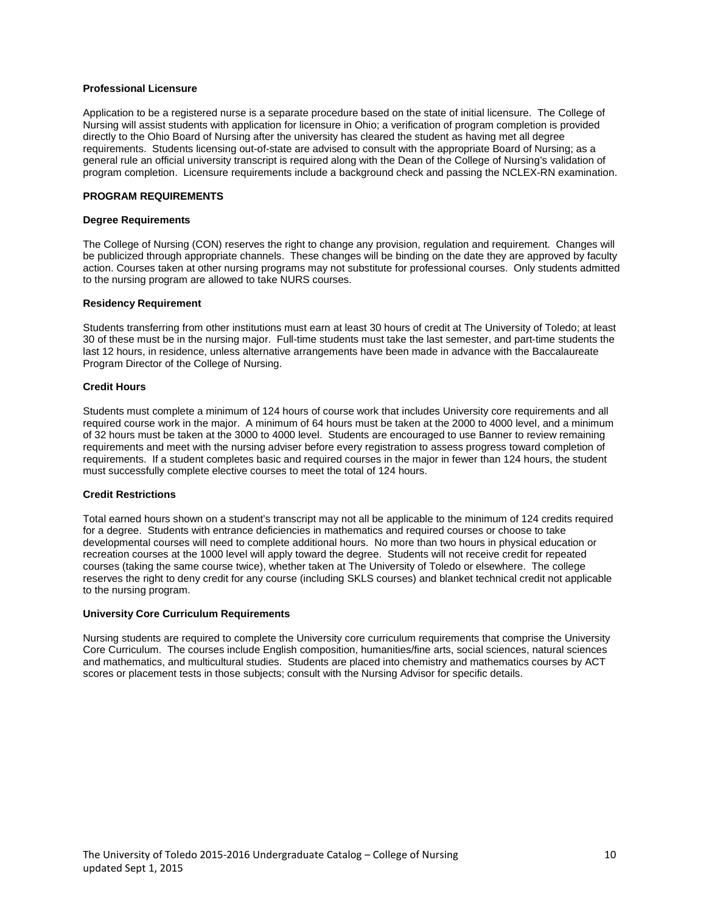### Professional Licensure

Application to be a registered nurse is a separate procedure based on the state of initial licensure. The College of Nursing will assist students with application for licensure in Ohio; a verification of program completion is provided directly to the Ohio Board of Nursing after the university has cleared the student as having met all degree requirements. Students licensing out-of-state are advised to consult with the appropriate Board of Nursing; as a general rule an official university transcript is required along with the Dean of the College of Nursing's validation of program completion. Licensure requirements include a background check and passing the NCLEX-RN examination.

## PROGRAM REQUIREMENTS

### Degree Requirements

The College of Nursing (CON) reserves the right to change any provision, regulation and requirement. Changes will be publicized through appropriate channels. These changes will be binding on the date they are approved by faculty action. Courses taken at other nursing programs may not substitute for professional courses. Only students admitted to the nursing program are allowed to take NURS courses.

### Residency Requirement

Students transferring from other institutions must earn at least 30 hours of credit at The University of Toledo; at least 30 of these must be in the nursing major. Full-time students must take the last semester, and part-time students the last 12 hours, in residence, unless alternative arrangements have been made in advance with the Baccalaureate Program Director of the College of Nursing.

### Credit Hours

Students must complete a minimum of 124 hours of course work that includes University core requirements and all required course work in the major. A minimum of 64 hours must be taken at the 2000 to 4000 level, and a minimum of 32 hours must be taken at the 3000 to 4000 level. Students are encouraged to use Banner to review remaining requirements and meet with the nursing adviser before every registration to assess progress toward completion of requirements. If a student completes basic and required courses in the major in fewer than 124 hours, the student must successfully complete elective courses to meet the total of 124 hours.

### Credit Restrictions

Total earned hours shown on a student's transcript may not all be applicable to the minimum of 124 credits required for a degree. Students with entrance deficiencies in mathematics and required courses or choose to take developmental courses will need to complete additional hours. No more than two hours in physical education or recreation courses at the 1000 level will apply toward the degree. Students will not receive credit for repeated courses (taking the same course twice), whether taken at The University of Toledo or elsewhere. The college reserves the right to deny credit for any course (including SKLS courses) and blanket technical credit not applicable to the nursing program.

### University Core Curriculum Requirements

Nursing students are required to complete the University core curriculum requirements that comprise the University Core Curriculum. The courses include English composition, humanities/fine arts, social sciences, natural sciences and mathematics, and multicultural studies. Students are placed into chemistry and mathematics courses by ACT scores or placement tests in those subjects; consult with the Nursing Advisor for specific details.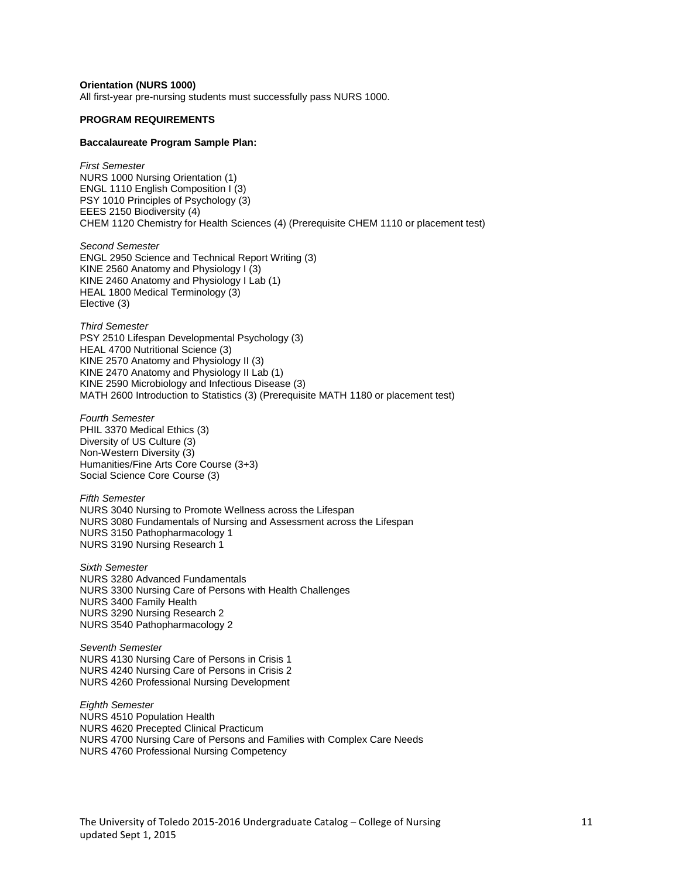**Orientation (NURS 1000)**
All first-year pre-nursing students must successfully pass NURS 1000.

**PROGRAM REQUIREMENTS**

**Baccalaureate Program Sample Plan:**

*First Semester*
NURS 1000 Nursing Orientation (1)
ENGL 1110 English Composition I (3)
PSY 1010 Principles of Psychology (3)
EEES 2150 Biodiversity (4)
CHEM 1120 Chemistry for Health Sciences (4) (Prerequisite CHEM 1110 or placement test)

*Second Semester*
ENGL 2950 Science and Technical Report Writing (3)
KINE 2560 Anatomy and Physiology I (3)
KINE 2460 Anatomy and Physiology I Lab (1)
HEAL 1800 Medical Terminology (3)
Elective (3)

*Third Semester*
PSY 2510 Lifespan Developmental Psychology (3)
HEAL 4700 Nutritional Science (3)
KINE 2570 Anatomy and Physiology II (3)
KINE 2470 Anatomy and Physiology II Lab (1)
KINE 2590 Microbiology and Infectious Disease (3)
MATH 2600 Introduction to Statistics (3) (Prerequisite MATH 1180 or placement test)

*Fourth Semester*
PHIL 3370 Medical Ethics (3)
Diversity of US Culture (3)
Non-Western Diversity (3)
Humanities/Fine Arts Core Course (3+3)
Social Science Core Course (3)

*Fifth Semester*
NURS 3040 Nursing to Promote Wellness across the Lifespan
NURS 3080 Fundamentals of Nursing and Assessment across the Lifespan
NURS 3150 Pathopharmacology 1
NURS 3190 Nursing Research 1

*Sixth Semester*
NURS 3280 Advanced Fundamentals
NURS 3300 Nursing Care of Persons with Health Challenges
NURS 3400 Family Health
NURS 3290 Nursing Research 2
NURS 3540 Pathopharmacology 2

*Seventh Semester*
NURS 4130 Nursing Care of Persons in Crisis 1
NURS 4240 Nursing Care of Persons in Crisis 2
NURS 4260 Professional Nursing Development

*Eighth Semester*
NURS 4510 Population Health
NURS 4620 Precepted Clinical Practicum
NURS 4700 Nursing Care of Persons and Families with Complex Care Needs
NURS 4760 Professional Nursing Competency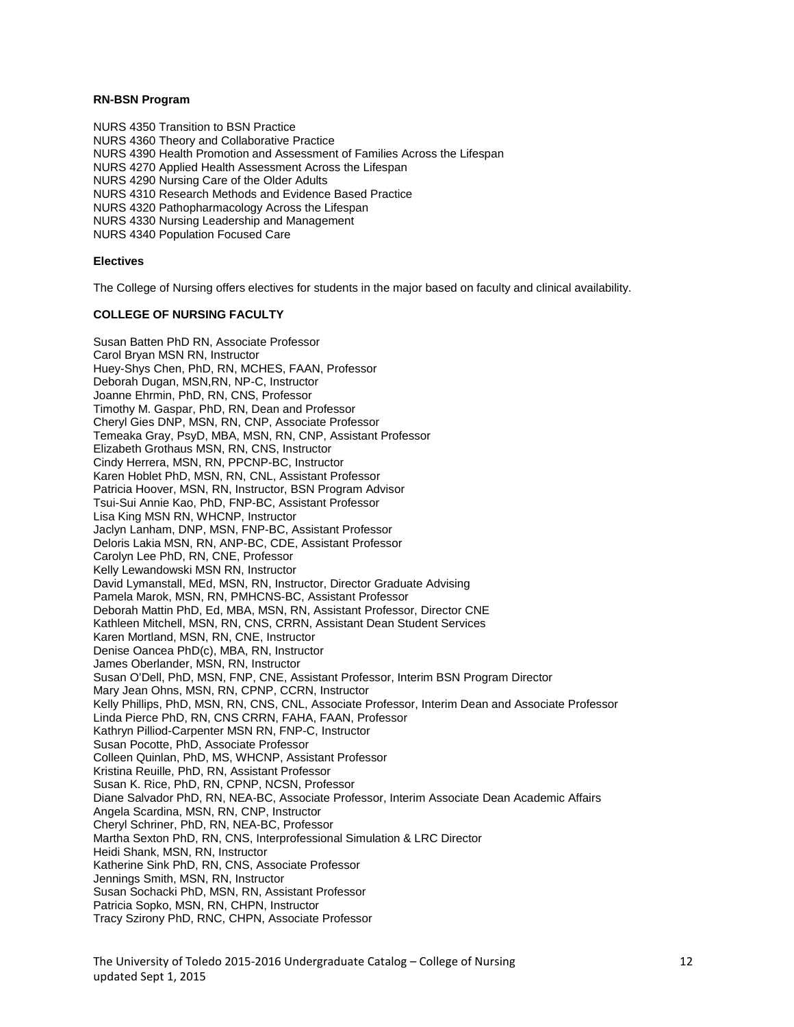**RN-BSN Program**

NURS 4350 Transition to BSN Practice
NURS 4360 Theory and Collaborative Practice
NURS 4390 Health Promotion and Assessment of Families Across the Lifespan
NURS 4270 Applied Health Assessment Across the Lifespan
NURS 4290 Nursing Care of the Older Adults
NURS 4310 Research Methods and Evidence Based Practice
NURS 4320 Pathopharmacology Across the Lifespan
NURS 4330 Nursing Leadership and Management
NURS 4340 Population Focused Care

**Electives**

The College of Nursing offers electives for students in the major based on faculty and clinical availability.

**COLLEGE OF NURSING FACULTY**

Susan Batten PhD RN, Associate Professor
Carol Bryan MSN RN, Instructor
Huey-Shys Chen, PhD, RN, MCHES, FAAN, Professor
Deborah Dugan, MSN,RN, NP-C, Instructor
Joanne Ehrmin, PhD, RN, CNS, Professor
Timothy M. Gaspar, PhD, RN, Dean and Professor
Cheryl Gies DNP, MSN, RN, CNP, Associate Professor
Temeaka Gray, PsyD, MBA, MSN, RN, CNP, Assistant Professor
Elizabeth Grothaus MSN, RN, CNS, Instructor
Cindy Herrera, MSN, RN, PPCNP-BC, Instructor
Karen Hoblet PhD, MSN, RN, CNL, Assistant Professor
Patricia Hoover, MSN, RN, Instructor, BSN Program Advisor
Tsui-Sui Annie Kao, PhD, FNP-BC, Assistant Professor
Lisa King MSN RN, WHCNP, Instructor
Jaclyn Lanham, DNP, MSN, FNP-BC, Assistant Professor
Deloris Lakia MSN, RN, ANP-BC, CDE, Assistant Professor
Carolyn Lee PhD, RN, CNE, Professor
Kelly Lewandowski MSN RN, Instructor
David Lymanstall, MEd, MSN, RN, Instructor, Director Graduate Advising
Pamela Marok, MSN, RN, PMHCNS-BC, Assistant Professor
Deborah Mattin PhD, Ed, MBA, MSN, RN, Assistant Professor, Director CNE
Kathleen Mitchell, MSN, RN, CNS, CRRN, Assistant Dean Student Services
Karen Mortland, MSN, RN, CNE, Instructor
Denise Oancea PhD(c), MBA, RN, Instructor
James Oberlander, MSN, RN, Instructor
Susan O'Dell, PhD, MSN, FNP, CNE, Assistant Professor, Interim BSN Program Director
Mary Jean Ohns, MSN, RN, CPNP, CCRN, Instructor
Kelly Phillips, PhD, MSN, RN, CNS, CNL, Associate Professor, Interim Dean and Associate Professor
Linda Pierce PhD, RN, CNS CRRN, FAHA, FAAN, Professor
Kathryn Pilliod-Carpenter MSN RN, FNP-C, Instructor
Susan Pocotte, PhD, Associate Professor
Colleen Quinlan, PhD, MS, WHCNP, Assistant Professor
Kristina Reuille, PhD, RN, Assistant Professor
Susan K. Rice, PhD, RN, CPNP, NCSN, Professor
Diane Salvador PhD, RN, NEA-BC, Associate Professor, Interim Associate Dean Academic Affairs
Angela Scardina, MSN, RN, CNP, Instructor
Cheryl Schriner, PhD, RN, NEA-BC, Professor
Martha Sexton PhD, RN, CNS, Interprofessional Simulation & LRC Director
Heidi Shank, MSN, RN, Instructor
Katherine Sink PhD, RN, CNS, Associate Professor
Jennings Smith, MSN, RN, Instructor
Susan Sochacki PhD, MSN, RN, Assistant Professor
Patricia Sopko, MSN, RN, CHPN, Instructor
Tracy Szirony PhD, RNC, CHPN, Associate Professor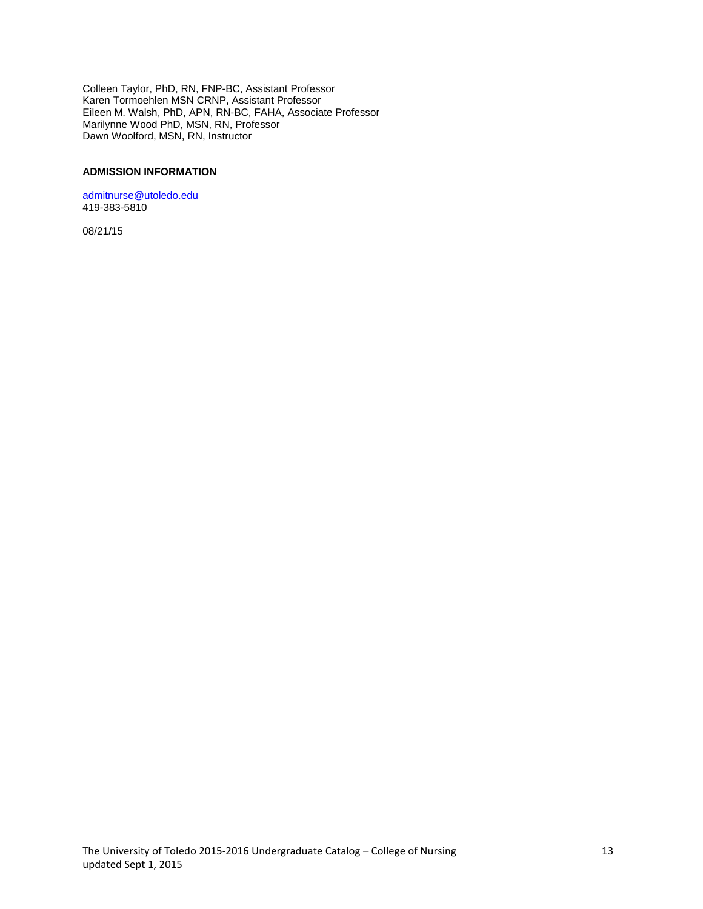Colleen Taylor, PhD, RN, FNP-BC, Assistant Professor
Karen Tormoehlen MSN CRNP, Assistant Professor
Eileen M. Walsh, PhD, APN, RN-BC, FAHA, Associate Professor
Marilynne Wood PhD, MSN, RN, Professor
Dawn Woolford, MSN, RN, Instructor

**ADMISSION INFORMATION**

admitnurse@utoledo.edu
419-383-5810

08/21/15